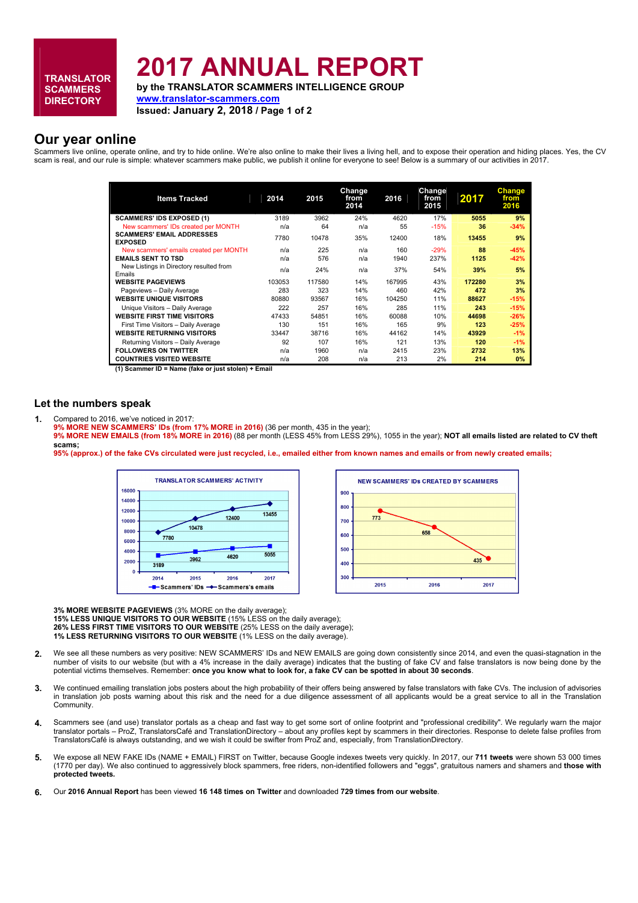TRANSLATOR SCAMMERS DIRECTORY

# 2017 ANNUAL REPORT

**by the TRANSLATOR SCAMMERS INTELLIGENCE GROUP**

**www.translator-scammers.com**

**Issued: January 2, 2018 / Page 1 of 2**

## Our year online

Scammers live online, operate online, and try to hide online. We're also online to make their lives a living hell, and to expose their operation and hiding places. Yes, the CV scam is real, and our rule is simple: whatever scammers make public, we publish it online for everyone to see! Below is a summary of our activities in 2017.

| Items Tracked | 2014 | 2015 | Change from 2014 | 2016 | Change from 2015 | 2017 | Change from 2016 |
|---|---|---|---|---|---|---|---|
| **SCAMMERS' IDS EXPOSED (1)** | 3189 | 3962 | 24% | 4620 | 17% | **5055** | **9%** |
| New scammers' IDs created per MONTH | n/a | 64 | n/a | 55 | -15% | **36** | **-34%** |
| **SCAMMERS' EMAIL ADDRESSES EXPOSED** | 7780 | 10478 | 35% | 12400 | 18% | **13455** | **9%** |
| New scammers' emails created per MONTH | n/a | 225 | n/a | 160 | -29% | **88** | **-45%** |
| **EMAILS SENT TO TSD** | n/a | 576 | n/a | 1940 | 237% | **1125** | **-42%** |
| New Listings in Directory resulted from Emails | n/a | 24% | n/a | 37% | 54% | **39%** | **5%** |
| **WEBSITE PAGEVIEWS** | 103053 | 117580 | 14% | 167995 | 43% | **172280** | **3%** |
| Pageviews – Daily Average | 283 | 323 | 14% | 460 | 42% | **472** | **3%** |
| **WEBSITE UNIQUE VISITORS** | 80880 | 93567 | 16% | 104250 | 11% | **88627** | **-15%** |
| Unique Visitors – Daily Average | 222 | 257 | 16% | 285 | 11% | **243** | **-15%** |
| **WEBSITE FIRST TIME VISITORS** | 47433 | 54851 | 16% | 60088 | 10% | **44698** | **-26%** |
| First Time Visitors – Daily Average | 130 | 151 | 16% | 165 | 9% | **123** | **-25%** |
| **WEBSITE RETURNING VISITORS** | 33447 | 38716 | 16% | 44162 | 14% | **43929** | **-1%** |
| Returning Visitors – Daily Average | 92 | 107 | 16% | 121 | 13% | **120** | **-1%** |
| **FOLLOWERS ON TWITTER** | n/a | 1960 | n/a | 2415 | 23% | **2732** | **13%** |
| **COUNTRIES VISITED WEBSITE** | n/a | 208 | n/a | 213 | 2% | **214** | **0%** |

**(1) Scammer ID = Name (fake or just stolen) + Email**

## Let the numbers speak

1. Compared to 2016, we've noticed in 2017:
   **9% MORE NEW SCAMMERS' IDs (from 17% MORE in 2016)** (36 per month, 435 in the year);
   **9% MORE NEW EMAILS (from 18% MORE in 2016)** (88 per month (LESS 45% from LESS 29%), 1055 in the year); **NOT all emails listed are related to CV theft scams;**
   **95% (approx.) of the fake CVs circulated were just recycled, i.e., emailed either from known names and emails or from newly created emails;**

TRANSLATOR SCAMMERS' ACTIVITY
16000 14000 12000 10000 8000 6000 4000 2000 0
2014 2015 2016 2017
7780 10478 12400 13455
3189 3962 4620 5055
Scammers' IDs — Scammers's emails

NEW SCAMMERS' IDs CREATED BY SCAMMERS
900 800 700 600 500 400 300
2015 2016 2017
773 658 435

   **3% MORE WEBSITE PAGEVIEWS** (3% MORE on the daily average);
   **15% LESS UNIQUE VISITORS TO OUR WEBSITE** (15% LESS on the daily average);
   **26% LESS FIRST TIME VISITORS TO OUR WEBSITE** (25% LESS on the daily average);
   **1% LESS RETURNING VISITORS TO OUR WEBSITE** (1% LESS on the daily average).

2. We see all these numbers as very positive: NEW SCAMMERS' IDs and NEW EMAILS are going down consistently since 2014, and even the quasi-stagnation in the number of visits to our website (but with a 4% increase in the daily average) indicates that the busting of fake CV and false translators is now being done by the potential victims themselves. Remember: **once you know what to look for, a fake CV can be spotted in about 30 seconds**.

3. We continued emailing translation jobs posters about the high probability of their offers being answered by false translators with fake CVs. The inclusion of advisories in translation job posts warning about this risk and the need for a due diligence assessment of all applicants would be a great service to all in the Translation Community.

4. Scammers see (and use) translator portals as a cheap and fast way to get some sort of online footprint and "professional credibility". We regularly warn the major translator portals – ProZ, TranslatorsCafé and TranslationDirectory – about any profiles kept by scammers in their directories. Response to delete false profiles from TranslatorsCafé is always outstanding, and we wish it could be swifter from ProZ and, especially, from TranslationDirectory.

5. We expose all NEW FAKE IDs (NAME + EMAIL) FIRST on Twitter, because Google indexes tweets very quickly. In 2017, our **711 tweets** were shown 53 000 times (1770 per day). We also continued to aggressively block spammers, free riders, non-identified followers and "eggs", gratuitous namers and shamers and **those with protected tweets.**

6. Our **2016 Annual Report** has been viewed **16 148 times on Twitter** and downloaded **729 times from our website**.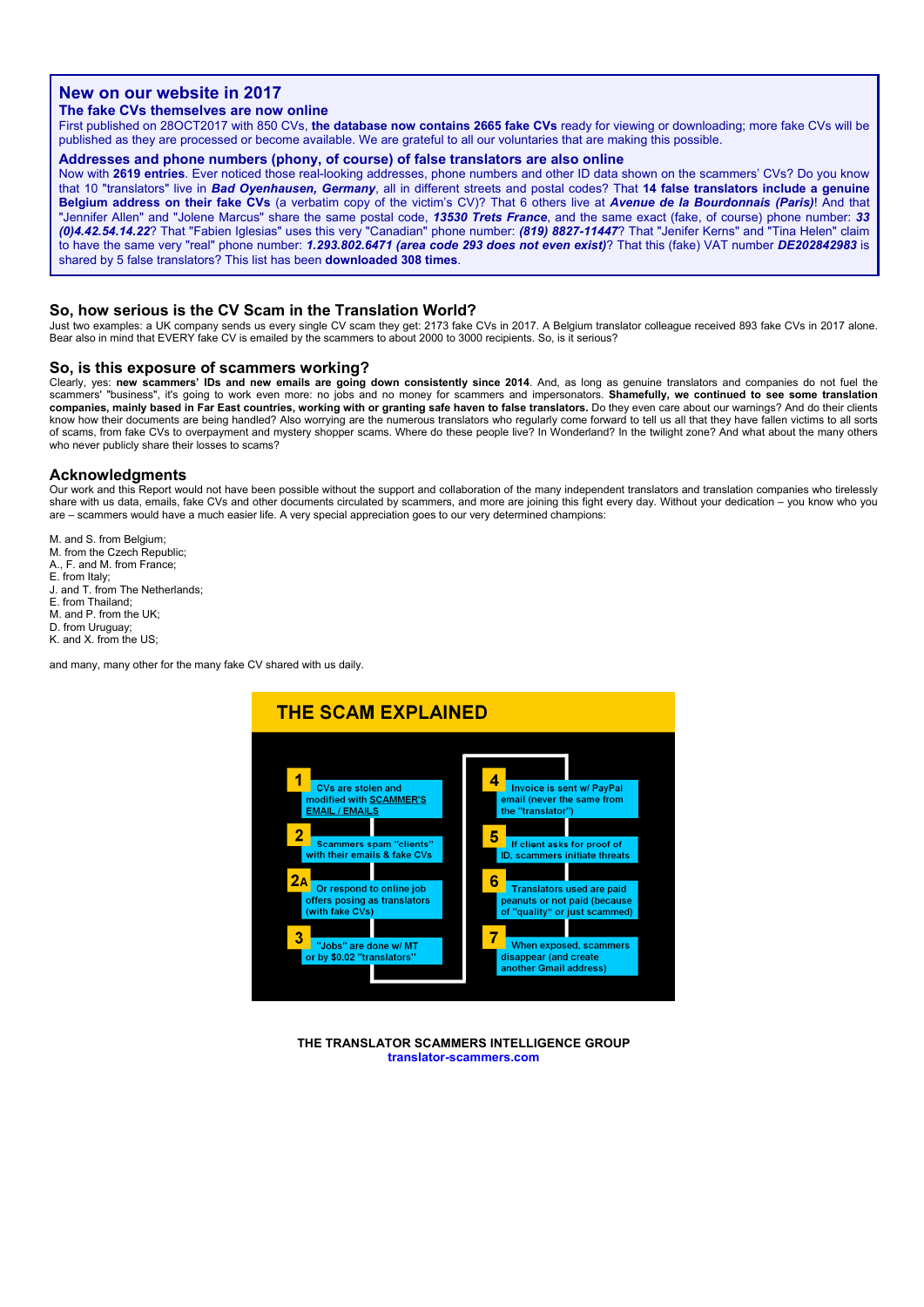## New on our website in 2017

### The fake CVs themselves are now online

First published on 28OCT2017 with 850 CVs, **the database now contains 2665 fake CVs** ready for viewing or downloading; more fake CVs will be published as they are processed or become available. We are grateful to all our voluntaries that are making this possible.

### Addresses and phone numbers (phony, of course) of false translators are also online

Now with **2619 entries**. Ever noticed those real-looking addresses, phone numbers and other ID data shown on the scammers' CVs? Do you know that 10 "translators" live in ***Bad Oyenhausen, Germany***, all in different streets and postal codes? That **14 false translators include a genuine Belgium address on their fake CVs** (a verbatim copy of the victim's CV)? That 6 others live at ***Avenue de la Bourdonnais (Paris)***! And that "Jennifer Allen" and "Jolene Marcus" share the same postal code, ***13530 Trets France***, and the same exact (fake, of course) phone number: ***33 (0)4.42.54.14.22***? That "Fabien Iglesias" uses this very "Canadian" phone number: ***(819) 8827-11447***? That "Jenifer Kerns" and "Tina Helen" claim to have the same very "real" phone number: ***1.293.802.6471 (area code 293 does not even exist)***? That this (fake) VAT number ***DE202842983*** is shared by 5 false translators? This list has been **downloaded 308 times**.

## So, how serious is the CV Scam in the Translation World?

Just two examples: a UK company sends us every single CV scam they get: 2173 fake CVs in 2017. A Belgium translator colleague received 893 fake CVs in 2017 alone. Bear also in mind that EVERY fake CV is emailed by the scammers to about 2000 to 3000 recipients. So, is it serious?

## So, is this exposure of scammers working?

Clearly, yes: **new scammers' IDs and new emails are going down consistently since 2014**. And, as long as genuine translators and companies do not fuel the scammers' "business", it's going to work even more: no jobs and no money for scammers and impersonators. **Shamefully, we continued to see some translation companies, mainly based in Far East countries, working with or granting safe haven to false translators.** Do they even care about our warnings? And do their clients know how their documents are being handled? Also worrying are the numerous translators who regularly come forward to tell us all that they have fallen victims to all sorts of scams, from fake CVs to overpayment and mystery shopper scams. Where do these people live? In Wonderland? In the twilight zone? And what about the many others who never publicly share their losses to scams?

## Acknowledgments

Our work and this Report would not have been possible without the support and collaboration of the many independent translators and translation companies who tirelessly share with us data, emails, fake CVs and other documents circulated by scammers, and more are joining this fight every day. Without your dedication – you know who you are – scammers would have a much easier life. A very special appreciation goes to our very determined champions:

M. and S. from Belgium;
M. from the Czech Republic;
A., F. and M. from France;
E. from Italy;
J. and T. from The Netherlands;
E. from Thailand;
M. and P. from the UK;
D. from Uruguay;
K. and X. from the US;

and many, many other for the many fake CV shared with us daily.

## THE SCAM EXPLAINED

1. CVs are stolen and modified with SCAMMER'S EMAIL / EMAILS
2. Scammers spam "clients" with their emails & fake CVs

2A. Or respond to online job offers posing as translators (with fake CVs)

3. "Jobs" are done w/ MT or by $0.02 "translators"
4. Invoice is sent w/ PayPal email (never the same from the "translator")
5. If client asks for proof of ID, scammers initiate threats
6. Translators used are paid peanuts or not paid (because of "quality" or just scammed)
7. When exposed, scammers disappear (and create another Gmail address)

**THE TRANSLATOR SCAMMERS INTELLIGENCE GROUP**
**translator-scammers.com**